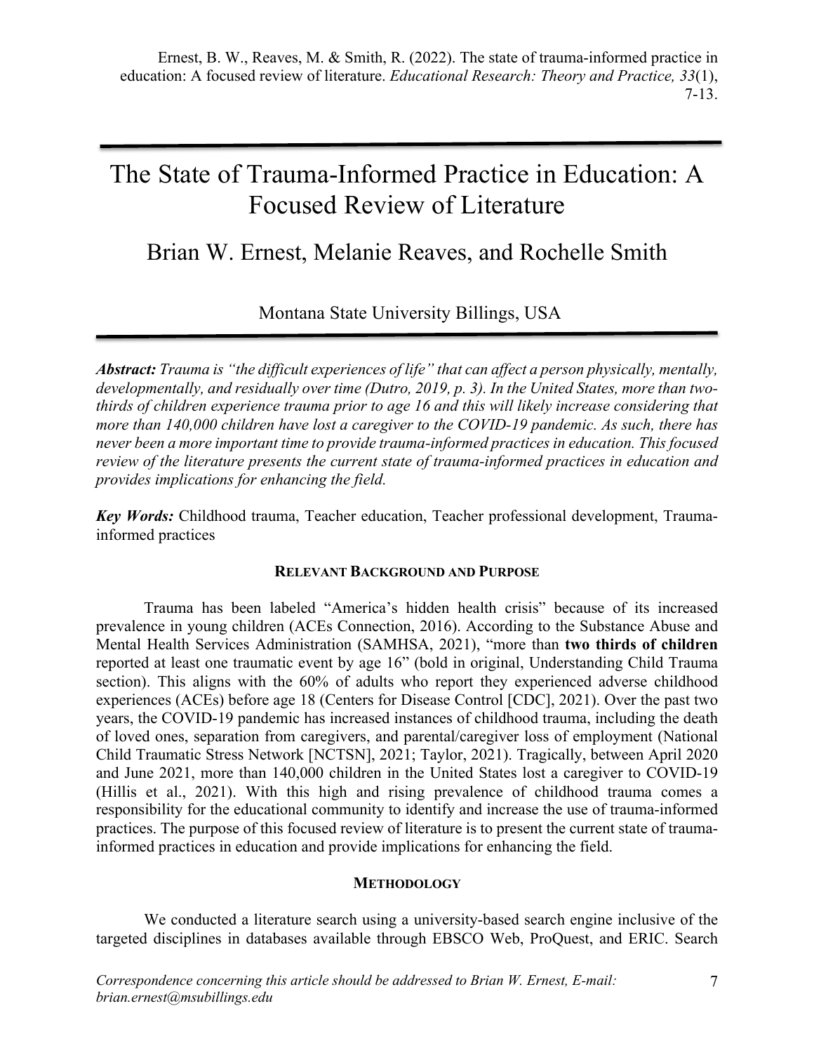Ernest, B. W., Reaves, M. & Smith, R. (2022). The state of trauma-informed practice in education: A focused review of literature. *Educational Research: Theory and Practice, 33*(1), 7-13.

# The State of Trauma-Informed Practice in Education: A Focused Review of Literature

## Brian W. Ernest, Melanie Reaves, and Rochelle Smith

Montana State University Billings, USA

***Abstract:*** *Trauma is "the difficult experiences of life" that can affect a person physically, mentally, developmentally, and residually over time (Dutro, 2019, p. 3). In the United States, more than two-thirds of children experience trauma prior to age 16 and this will likely increase considering that more than 140,000 children have lost a caregiver to the COVID-19 pandemic. As such, there has never been a more important time to provide trauma-informed practices in education. This focused review of the literature presents the current state of trauma-informed practices in education and provides implications for enhancing the field.*

***Key Words:*** Childhood trauma, Teacher education, Teacher professional development, Trauma-informed practices

### RELEVANT BACKGROUND AND PURPOSE

Trauma has been labeled "America's hidden health crisis" because of its increased prevalence in young children (ACEs Connection, 2016). According to the Substance Abuse and Mental Health Services Administration (SAMHSA, 2021), "more than **two thirds of children** reported at least one traumatic event by age 16" (bold in original, Understanding Child Trauma section). This aligns with the 60% of adults who report they experienced adverse childhood experiences (ACEs) before age 18 (Centers for Disease Control [CDC], 2021). Over the past two years, the COVID-19 pandemic has increased instances of childhood trauma, including the death of loved ones, separation from caregivers, and parental/caregiver loss of employment (National Child Traumatic Stress Network [NCTSN], 2021; Taylor, 2021). Tragically, between April 2020 and June 2021, more than 140,000 children in the United States lost a caregiver to COVID-19 (Hillis et al., 2021). With this high and rising prevalence of childhood trauma comes a responsibility for the educational community to identify and increase the use of trauma-informed practices. The purpose of this focused review of literature is to present the current state of trauma-informed practices in education and provide implications for enhancing the field.

### METHODOLOGY

We conducted a literature search using a university-based search engine inclusive of the targeted disciplines in databases available through EBSCO Web, ProQuest, and ERIC. Search

*Correspondence concerning this article should be addressed to Brian W. Ernest, E-mail: brian.ernest@msubillings.edu*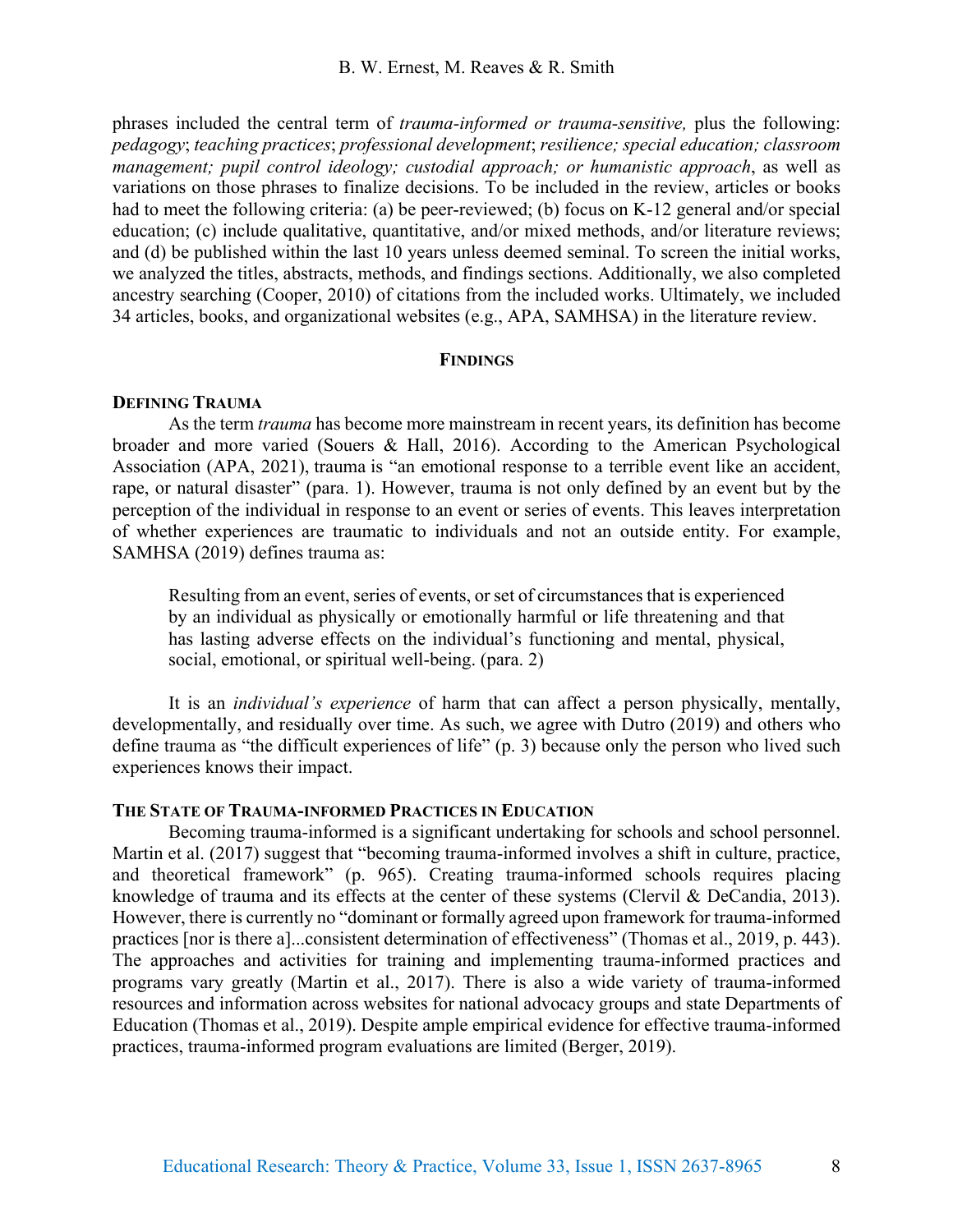phrases included the central term of *trauma-informed or trauma-sensitive,* plus the following: *pedagogy*; *teaching practices*; *professional development*; *resilience; special education; classroom management; pupil control ideology; custodial approach; or humanistic approach*, as well as variations on those phrases to finalize decisions. To be included in the review, articles or books had to meet the following criteria: (a) be peer-reviewed; (b) focus on K-12 general and/or special education; (c) include qualitative, quantitative, and/or mixed methods, and/or literature reviews; and (d) be published within the last 10 years unless deemed seminal. To screen the initial works, we analyzed the titles, abstracts, methods, and findings sections. Additionally, we also completed ancestry searching (Cooper, 2010) of citations from the included works. Ultimately, we included 34 articles, books, and organizational websites (e.g., APA, SAMHSA) in the literature review.

## FINDINGS

### DEFINING TRAUMA

As the term *trauma* has become more mainstream in recent years, its definition has become broader and more varied (Souers & Hall, 2016). According to the American Psychological Association (APA, 2021), trauma is "an emotional response to a terrible event like an accident, rape, or natural disaster" (para. 1). However, trauma is not only defined by an event but by the perception of the individual in response to an event or series of events. This leaves interpretation of whether experiences are traumatic to individuals and not an outside entity. For example, SAMHSA (2019) defines trauma as:

> Resulting from an event, series of events, or set of circumstances that is experienced by an individual as physically or emotionally harmful or life threatening and that has lasting adverse effects on the individual's functioning and mental, physical, social, emotional, or spiritual well-being. (para. 2)

It is an *individual's experience* of harm that can affect a person physically, mentally, developmentally, and residually over time. As such, we agree with Dutro (2019) and others who define trauma as "the difficult experiences of life" (p. 3) because only the person who lived such experiences knows their impact.

### THE STATE OF TRAUMA-INFORMED PRACTICES IN EDUCATION

Becoming trauma-informed is a significant undertaking for schools and school personnel. Martin et al. (2017) suggest that "becoming trauma-informed involves a shift in culture, practice, and theoretical framework" (p. 965). Creating trauma-informed schools requires placing knowledge of trauma and its effects at the center of these systems (Clervil & DeCandia, 2013). However, there is currently no "dominant or formally agreed upon framework for trauma-informed practices [nor is there a]...consistent determination of effectiveness" (Thomas et al., 2019, p. 443). The approaches and activities for training and implementing trauma-informed practices and programs vary greatly (Martin et al., 2017). There is also a wide variety of trauma-informed resources and information across websites for national advocacy groups and state Departments of Education (Thomas et al., 2019). Despite ample empirical evidence for effective trauma-informed practices, trauma-informed program evaluations are limited (Berger, 2019).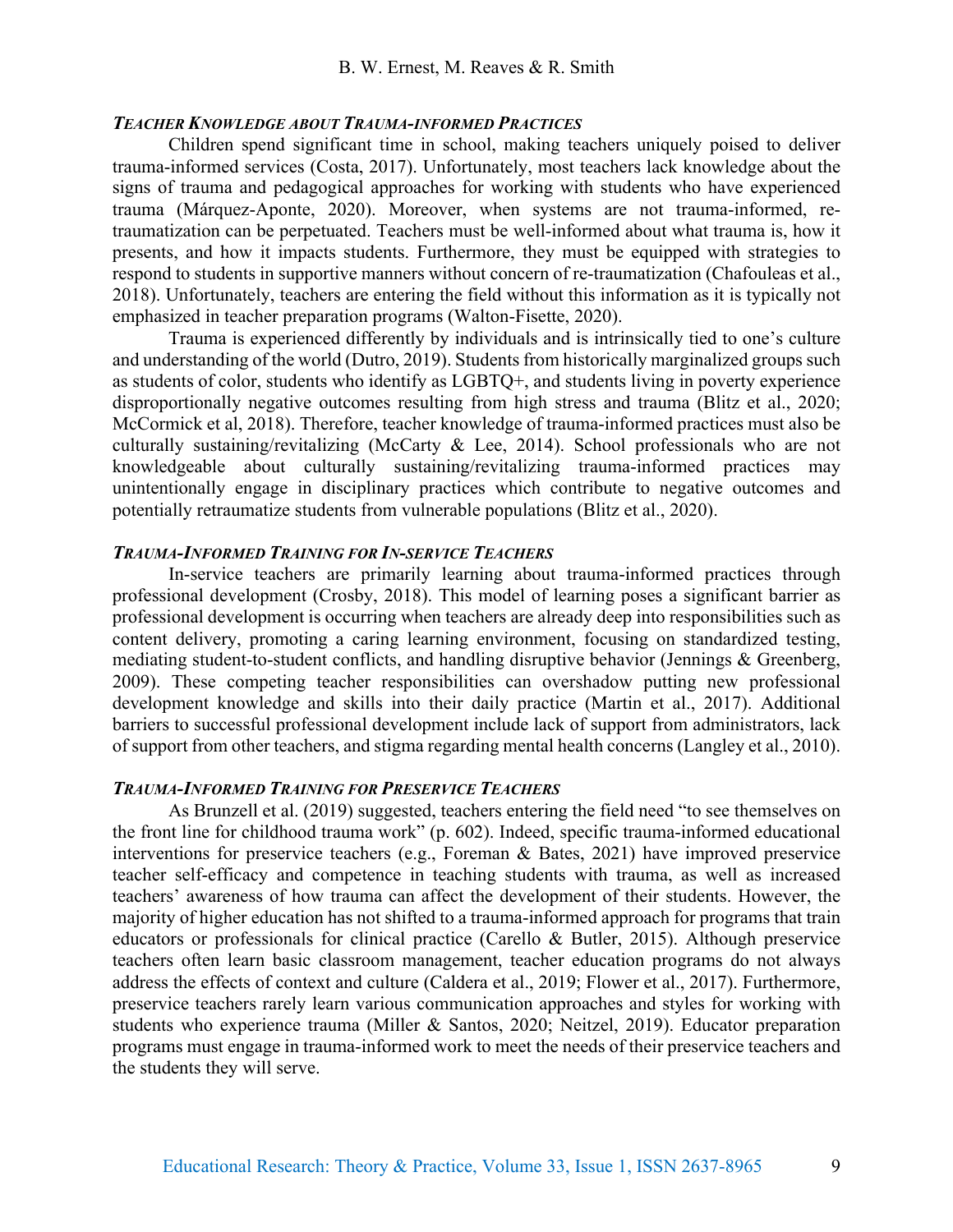### *Teacher Knowledge about Trauma-informed Practices*

Children spend significant time in school, making teachers uniquely poised to deliver trauma-informed services (Costa, 2017). Unfortunately, most teachers lack knowledge about the signs of trauma and pedagogical approaches for working with students who have experienced trauma (Márquez-Aponte, 2020). Moreover, when systems are not trauma-informed, re-traumatization can be perpetuated. Teachers must be well-informed about what trauma is, how it presents, and how it impacts students. Furthermore, they must be equipped with strategies to respond to students in supportive manners without concern of re-traumatization (Chafouleas et al., 2018). Unfortunately, teachers are entering the field without this information as it is typically not emphasized in teacher preparation programs (Walton-Fisette, 2020).

Trauma is experienced differently by individuals and is intrinsically tied to one's culture and understanding of the world (Dutro, 2019). Students from historically marginalized groups such as students of color, students who identify as LGBTQ+, and students living in poverty experience disproportionally negative outcomes resulting from high stress and trauma (Blitz et al., 2020; McCormick et al, 2018). Therefore, teacher knowledge of trauma-informed practices must also be culturally sustaining/revitalizing (McCarty & Lee, 2014). School professionals who are not knowledgeable about culturally sustaining/revitalizing trauma-informed practices may unintentionally engage in disciplinary practices which contribute to negative outcomes and potentially retraumatize students from vulnerable populations (Blitz et al., 2020).

### *Trauma-Informed Training for In-service Teachers*

In-service teachers are primarily learning about trauma-informed practices through professional development (Crosby, 2018). This model of learning poses a significant barrier as professional development is occurring when teachers are already deep into responsibilities such as content delivery, promoting a caring learning environment, focusing on standardized testing, mediating student-to-student conflicts, and handling disruptive behavior (Jennings & Greenberg, 2009). These competing teacher responsibilities can overshadow putting new professional development knowledge and skills into their daily practice (Martin et al., 2017). Additional barriers to successful professional development include lack of support from administrators, lack of support from other teachers, and stigma regarding mental health concerns (Langley et al., 2010).

### *Trauma-Informed Training for Preservice Teachers*

As Brunzell et al. (2019) suggested, teachers entering the field need "to see themselves on the front line for childhood trauma work" (p. 602). Indeed, specific trauma-informed educational interventions for preservice teachers (e.g., Foreman & Bates, 2021) have improved preservice teacher self-efficacy and competence in teaching students with trauma, as well as increased teachers' awareness of how trauma can affect the development of their students. However, the majority of higher education has not shifted to a trauma-informed approach for programs that train educators or professionals for clinical practice (Carello & Butler, 2015). Although preservice teachers often learn basic classroom management, teacher education programs do not always address the effects of context and culture (Caldera et al., 2019; Flower et al., 2017). Furthermore, preservice teachers rarely learn various communication approaches and styles for working with students who experience trauma (Miller & Santos, 2020; Neitzel, 2019). Educator preparation programs must engage in trauma-informed work to meet the needs of their preservice teachers and the students they will serve.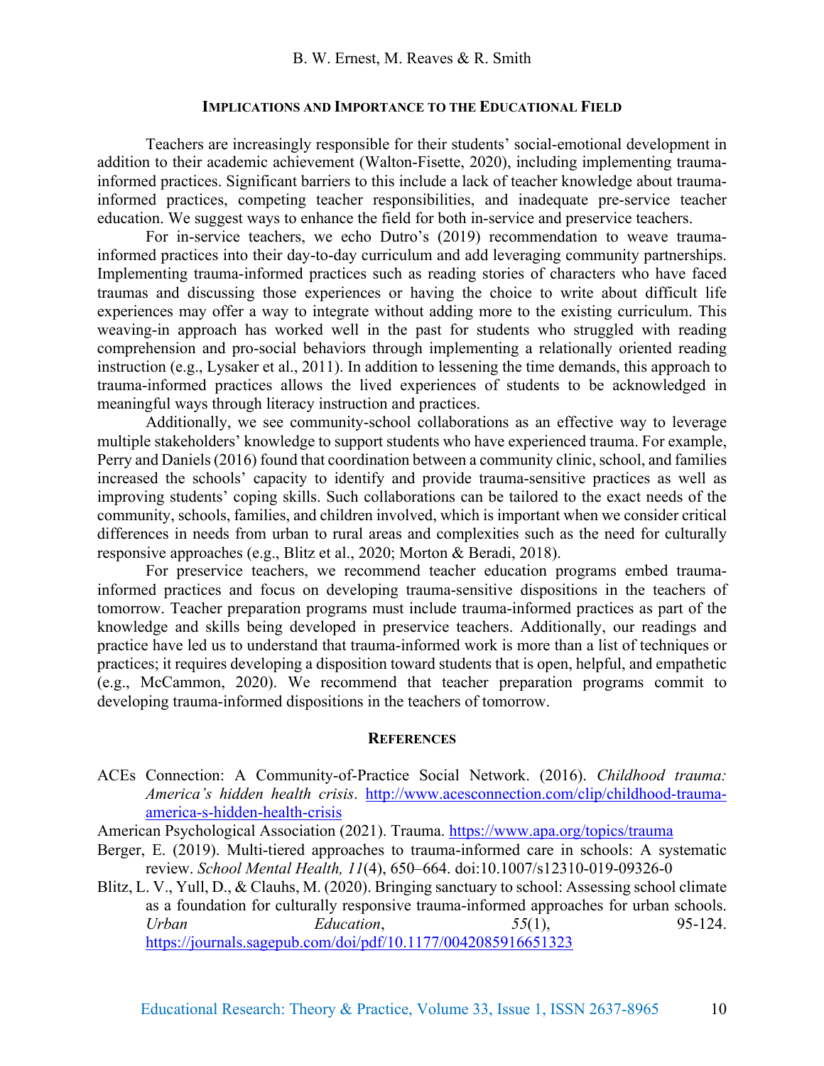## Implications and Importance to the Educational Field

Teachers are increasingly responsible for their students' social-emotional development in addition to their academic achievement (Walton-Fisette, 2020), including implementing trauma-informed practices. Significant barriers to this include a lack of teacher knowledge about trauma-informed practices, competing teacher responsibilities, and inadequate pre-service teacher education. We suggest ways to enhance the field for both in-service and preservice teachers.

For in-service teachers, we echo Dutro's (2019) recommendation to weave trauma-informed practices into their day-to-day curriculum and add leveraging community partnerships. Implementing trauma-informed practices such as reading stories of characters who have faced traumas and discussing those experiences or having the choice to write about difficult life experiences may offer a way to integrate without adding more to the existing curriculum. This weaving-in approach has worked well in the past for students who struggled with reading comprehension and pro-social behaviors through implementing a relationally oriented reading instruction (e.g., Lysaker et al., 2011). In addition to lessening the time demands, this approach to trauma-informed practices allows the lived experiences of students to be acknowledged in meaningful ways through literacy instruction and practices.

Additionally, we see community-school collaborations as an effective way to leverage multiple stakeholders' knowledge to support students who have experienced trauma. For example, Perry and Daniels (2016) found that coordination between a community clinic, school, and families increased the schools' capacity to identify and provide trauma-sensitive practices as well as improving students' coping skills. Such collaborations can be tailored to the exact needs of the community, schools, families, and children involved, which is important when we consider critical differences in needs from urban to rural areas and complexities such as the need for culturally responsive approaches (e.g., Blitz et al., 2020; Morton & Beradi, 2018).

For preservice teachers, we recommend teacher education programs embed trauma-informed practices and focus on developing trauma-sensitive dispositions in the teachers of tomorrow. Teacher preparation programs must include trauma-informed practices as part of the knowledge and skills being developed in preservice teachers. Additionally, our readings and practice have led us to understand that trauma-informed work is more than a list of techniques or practices; it requires developing a disposition toward students that is open, helpful, and empathetic (e.g., McCammon, 2020). We recommend that teacher preparation programs commit to developing trauma-informed dispositions in the teachers of tomorrow.

## References

ACEs Connection: A Community-of-Practice Social Network. (2016). *Childhood trauma: America's hidden health crisis*. http://www.acesconnection.com/clip/childhood-trauma-america-s-hidden-health-crisis

American Psychological Association (2021). Trauma. https://www.apa.org/topics/trauma

Berger, E. (2019). Multi-tiered approaches to trauma-informed care in schools: A systematic review. *School Mental Health, 11*(4), 650–664. doi:10.1007/s12310-019-09326-0

Blitz, L. V., Yull, D., & Clauhs, M. (2020). Bringing sanctuary to school: Assessing school climate as a foundation for culturally responsive trauma-informed approaches for urban schools. *Urban Education*, *55*(1), 95-124. https://journals.sagepub.com/doi/pdf/10.1177/0042085916651323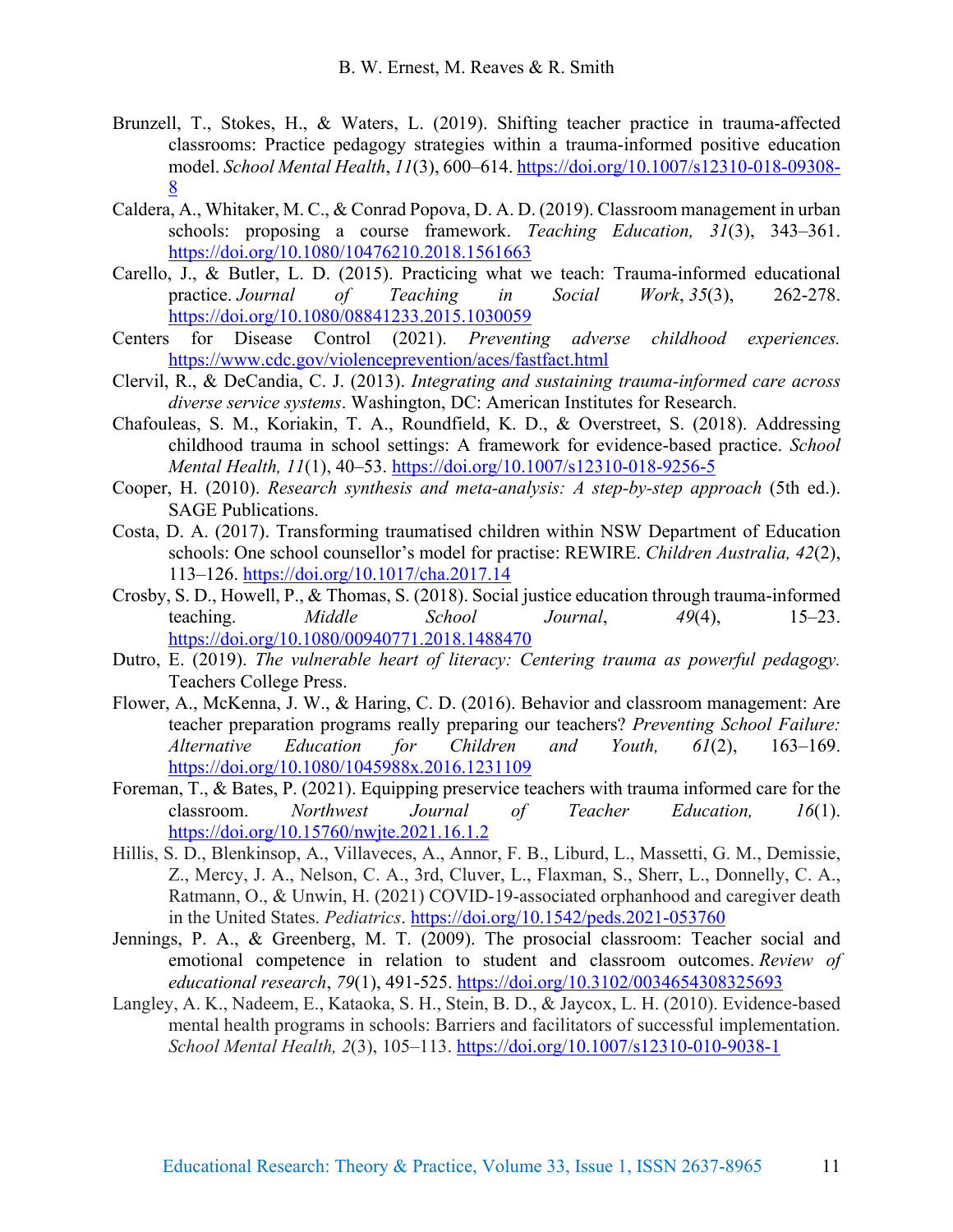Brunzell, T., Stokes, H., & Waters, L. (2019). Shifting teacher practice in trauma-affected classrooms: Practice pedagogy strategies within a trauma-informed positive education model. *School Mental Health*, *11*(3), 600–614. https://doi.org/10.1007/s12310-018-09308-8

Caldera, A., Whitaker, M. C., & Conrad Popova, D. A. D. (2019). Classroom management in urban schools: proposing a course framework. *Teaching Education, 31*(3), 343–361. https://doi.org/10.1080/10476210.2018.1561663

Carello, J., & Butler, L. D. (2015). Practicing what we teach: Trauma-informed educational practice. *Journal of Teaching in Social Work*, *35*(3), 262-278. https://doi.org/10.1080/08841233.2015.1030059

Centers for Disease Control (2021). *Preventing adverse childhood experiences.* https://www.cdc.gov/violenceprevention/aces/fastfact.html

Clervil, R., & DeCandia, C. J. (2013). *Integrating and sustaining trauma-informed care across diverse service systems*. Washington, DC: American Institutes for Research.

Chafouleas, S. M., Koriakin, T. A., Roundfield, K. D., & Overstreet, S. (2018). Addressing childhood trauma in school settings: A framework for evidence-based practice. *School Mental Health, 11*(1), 40–53. https://doi.org/10.1007/s12310-018-9256-5

Cooper, H. (2010). *Research synthesis and meta-analysis: A step-by-step approach* (5th ed.). SAGE Publications.

Costa, D. A. (2017). Transforming traumatised children within NSW Department of Education schools: One school counsellor's model for practise: REWIRE. *Children Australia, 42*(2), 113–126. https://doi.org/10.1017/cha.2017.14

Crosby, S. D., Howell, P., & Thomas, S. (2018). Social justice education through trauma-informed teaching. *Middle School Journal*, *49*(4), 15–23. https://doi.org/10.1080/00940771.2018.1488470

Dutro, E. (2019). *The vulnerable heart of literacy: Centering trauma as powerful pedagogy.* Teachers College Press.

Flower, A., McKenna, J. W., & Haring, C. D. (2016). Behavior and classroom management: Are teacher preparation programs really preparing our teachers? *Preventing School Failure: Alternative Education for Children and Youth, 61*(2), 163–169. https://doi.org/10.1080/1045988x.2016.1231109

Foreman, T., & Bates, P. (2021). Equipping preservice teachers with trauma informed care for the classroom. *Northwest Journal of Teacher Education, 16*(1). https://doi.org/10.15760/nwjte.2021.16.1.2

Hillis, S. D., Blenkinsop, A., Villaveces, A., Annor, F. B., Liburd, L., Massetti, G. M., Demissie, Z., Mercy, J. A., Nelson, C. A., 3rd, Cluver, L., Flaxman, S., Sherr, L., Donnelly, C. A., Ratmann, O., & Unwin, H. (2021) COVID-19-associated orphanhood and caregiver death in the United States. *Pediatrics*. https://doi.org/10.1542/peds.2021-053760

Jennings, P. A., & Greenberg, M. T. (2009). The prosocial classroom: Teacher social and emotional competence in relation to student and classroom outcomes. *Review of educational research*, *79*(1), 491-525. https://doi.org/10.3102/0034654308325693

Langley, A. K., Nadeem, E., Kataoka, S. H., Stein, B. D., & Jaycox, L. H. (2010). Evidence-based mental health programs in schools: Barriers and facilitators of successful implementation. *School Mental Health, 2*(3), 105–113. https://doi.org/10.1007/s12310-010-9038-1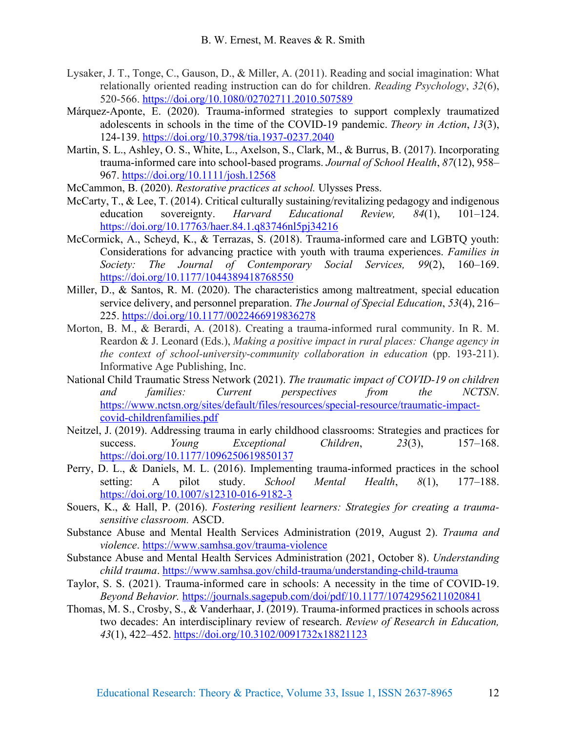Lysaker, J. T., Tonge, C., Gauson, D., & Miller, A. (2011). Reading and social imagination: What relationally oriented reading instruction can do for children. *Reading Psychology*, *32*(6), 520-566. https://doi.org/10.1080/02702711.2010.507589

Márquez-Aponte, E. (2020). Trauma-informed strategies to support complexly traumatized adolescents in schools in the time of the COVID-19 pandemic. *Theory in Action*, *13*(3), 124-139. https://doi.org/10.3798/tia.1937-0237.2040

Martin, S. L., Ashley, O. S., White, L., Axelson, S., Clark, M., & Burrus, B. (2017). Incorporating trauma-informed care into school-based programs. *Journal of School Health*, *87*(12), 958–967. https://doi.org/10.1111/josh.12568

McCammon, B. (2020). *Restorative practices at school.* Ulysses Press.

McCarty, T., & Lee, T. (2014). Critical culturally sustaining/revitalizing pedagogy and indigenous education sovereignty. *Harvard Educational Review, 84*(1), 101–124. https://doi.org/10.17763/haer.84.1.q83746nl5pj34216

McCormick, A., Scheyd, K., & Terrazas, S. (2018). Trauma-informed care and LGBTQ youth: Considerations for advancing practice with youth with trauma experiences. *Families in Society: The Journal of Contemporary Social Services, 99*(2), 160–169. https://doi.org/10.1177/1044389418768550

Miller, D., & Santos, R. M. (2020). The characteristics among maltreatment, special education service delivery, and personnel preparation. *The Journal of Special Education*, *53*(4), 216–225. https://doi.org/10.1177/0022466919836278

Morton, B. M., & Berardi, A. (2018). Creating a trauma-informed rural community. In R. M. Reardon & J. Leonard (Eds.), *Making a positive impact in rural places: Change agency in the context of school-university-community collaboration in education* (pp. 193-211). Informative Age Publishing, Inc.

National Child Traumatic Stress Network (2021). *The traumatic impact of COVID-19 on children and families: Current perspectives from the NCTSN*. https://www.nctsn.org/sites/default/files/resources/special-resource/traumatic-impact-covid-childrenfamilies.pdf

Neitzel, J. (2019). Addressing trauma in early childhood classrooms: Strategies and practices for success. *Young Exceptional Children*, *23*(3), 157–168. https://doi.org/10.1177/1096250619850137

Perry, D. L., & Daniels, M. L. (2016). Implementing trauma-informed practices in the school setting: A pilot study. *School Mental Health*, *8*(1), 177–188. https://doi.org/10.1007/s12310-016-9182-3

Souers, K., & Hall, P. (2016). *Fostering resilient learners: Strategies for creating a trauma-sensitive classroom.* ASCD.

Substance Abuse and Mental Health Services Administration (2019, August 2). *Trauma and violence*. https://www.samhsa.gov/trauma-violence

Substance Abuse and Mental Health Services Administration (2021, October 8). *Understanding child trauma*. https://www.samhsa.gov/child-trauma/understanding-child-trauma

Taylor, S. S. (2021). Trauma-informed care in schools: A necessity in the time of COVID-19. *Beyond Behavior.* https://journals.sagepub.com/doi/pdf/10.1177/10742956211020841

Thomas, M. S., Crosby, S., & Vanderhaar, J. (2019). Trauma-informed practices in schools across two decades: An interdisciplinary review of research. *Review of Research in Education, 43*(1), 422–452. https://doi.org/10.3102/0091732x18821123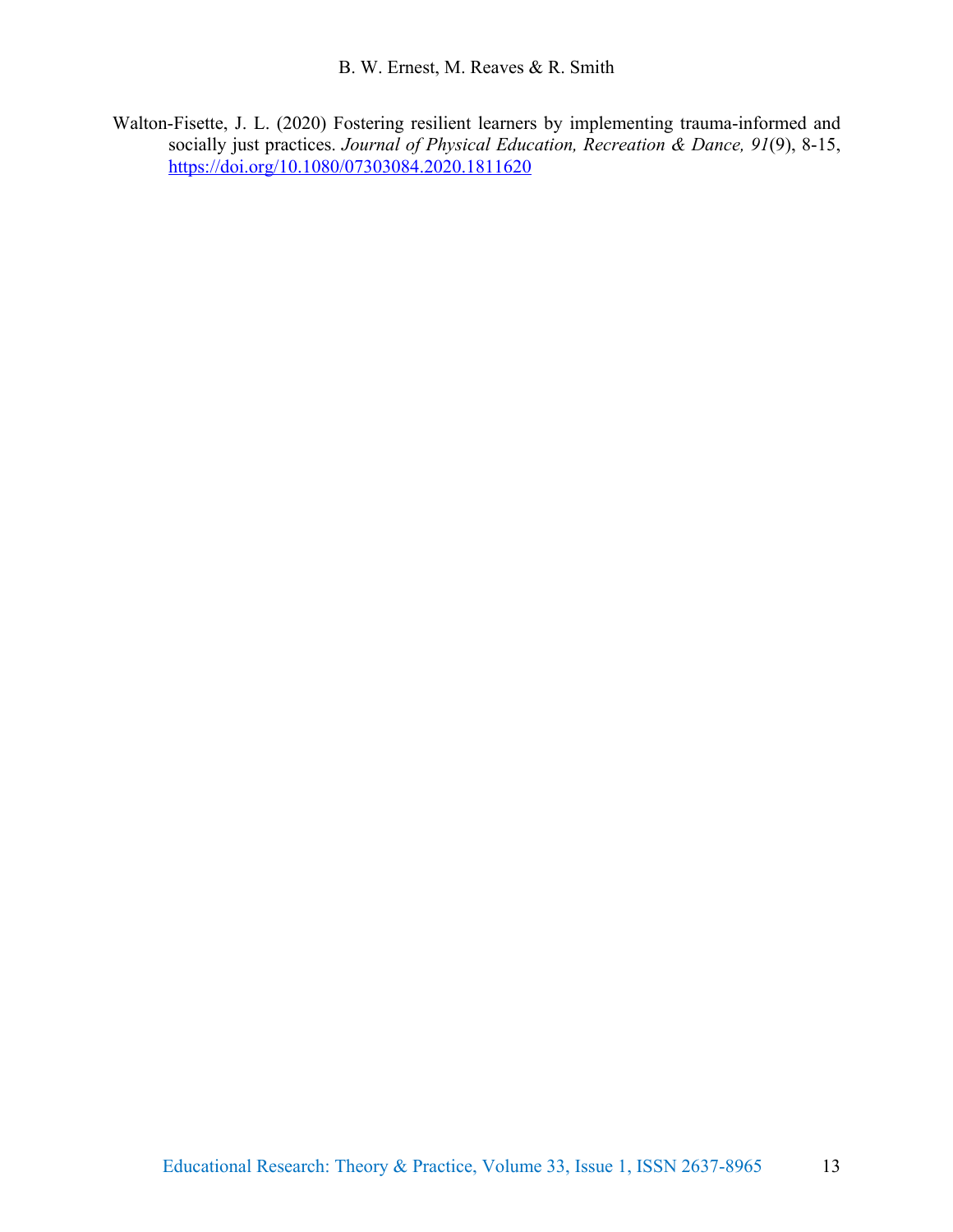Walton-Fisette, J. L. (2020) Fostering resilient learners by implementing trauma-informed and socially just practices. *Journal of Physical Education, Recreation & Dance, 91*(9), 8-15, https://doi.org/10.1080/07303084.2020.1811620